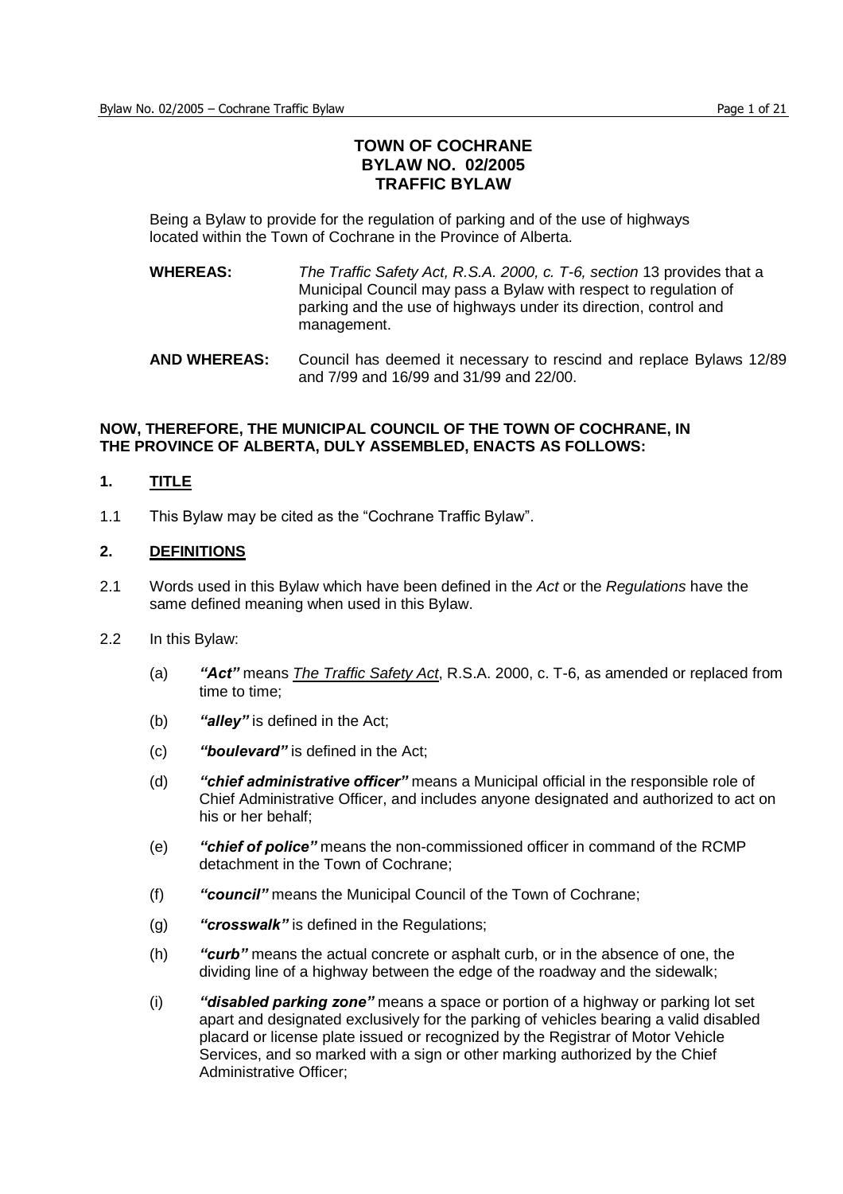# TOWN OF COCHRANE
# BYLAW NO. 02/2005
# TRAFFIC BYLAW

Being a Bylaw to provide for the regulation of parking and of the use of highways located within the Town of Cochrane in the Province of Alberta.

**WHEREAS:** *The Traffic Safety Act, R.S.A. 2000, c. T-6, section* 13 provides that a Municipal Council may pass a Bylaw with respect to regulation of parking and the use of highways under its direction, control and management.

**AND WHEREAS:** Council has deemed it necessary to rescind and replace Bylaws 12/89 and 7/99 and 16/99 and 31/99 and 22/00.

**NOW, THEREFORE, THE MUNICIPAL COUNCIL OF THE TOWN OF COCHRANE, IN THE PROVINCE OF ALBERTA, DULY ASSEMBLED, ENACTS AS FOLLOWS:**

## 1. TITLE

1.1 This Bylaw may be cited as the "Cochrane Traffic Bylaw".

## 2. DEFINITIONS

2.1 Words used in this Bylaw which have been defined in the *Act* or the *Regulations* have the same defined meaning when used in this Bylaw.

2.2 In this Bylaw:

(a) ***"Act"*** means *The Traffic Safety Act*, R.S.A. 2000, c. T-6, as amended or replaced from time to time;

(b) ***"alley"*** is defined in the Act;

(c) ***"boulevard"*** is defined in the Act;

(d) ***"chief administrative officer"*** means a Municipal official in the responsible role of Chief Administrative Officer, and includes anyone designated and authorized to act on his or her behalf;

(e) ***"chief of police"*** means the non-commissioned officer in command of the RCMP detachment in the Town of Cochrane;

(f) ***"council"*** means the Municipal Council of the Town of Cochrane;

(g) ***"crosswalk"*** is defined in the Regulations;

(h) ***"curb"*** means the actual concrete or asphalt curb, or in the absence of one, the dividing line of a highway between the edge of the roadway and the sidewalk;

(i) ***"disabled parking zone"*** means a space or portion of a highway or parking lot set apart and designated exclusively for the parking of vehicles bearing a valid disabled placard or license plate issued or recognized by the Registrar of Motor Vehicle Services, and so marked with a sign or other marking authorized by the Chief Administrative Officer;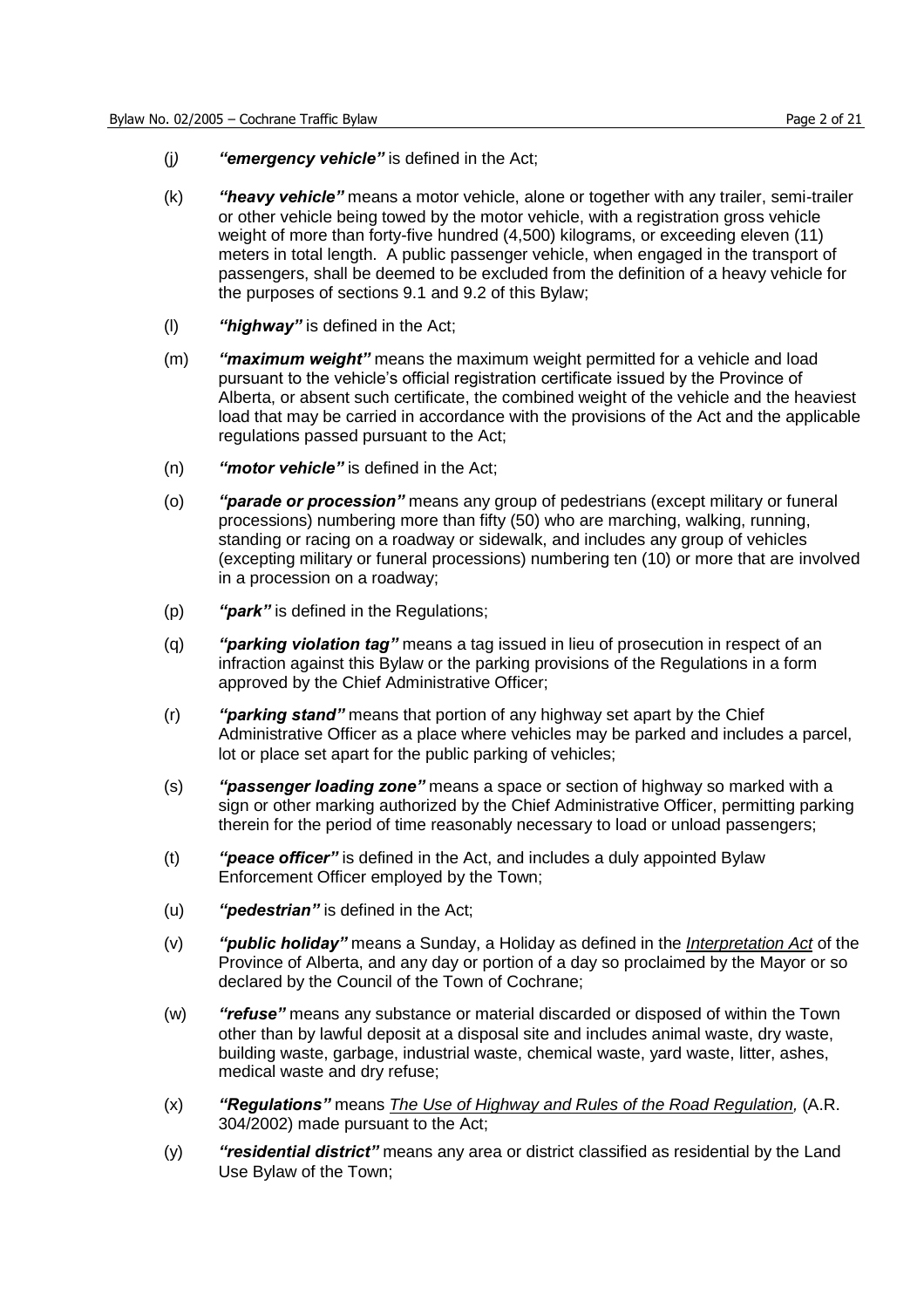(j) ***"emergency vehicle"*** is defined in the Act;

(k) ***"heavy vehicle"*** means a motor vehicle, alone or together with any trailer, semi-trailer or other vehicle being towed by the motor vehicle, with a registration gross vehicle weight of more than forty-five hundred (4,500) kilograms, or exceeding eleven (11) meters in total length. A public passenger vehicle, when engaged in the transport of passengers, shall be deemed to be excluded from the definition of a heavy vehicle for the purposes of sections 9.1 and 9.2 of this Bylaw;

(l) ***"highway"*** is defined in the Act;

(m) ***"maximum weight"*** means the maximum weight permitted for a vehicle and load pursuant to the vehicle's official registration certificate issued by the Province of Alberta, or absent such certificate, the combined weight of the vehicle and the heaviest load that may be carried in accordance with the provisions of the Act and the applicable regulations passed pursuant to the Act;

(n) ***"motor vehicle"*** is defined in the Act;

(o) ***"parade or procession"*** means any group of pedestrians (except military or funeral processions) numbering more than fifty (50) who are marching, walking, running, standing or racing on a roadway or sidewalk, and includes any group of vehicles (excepting military or funeral processions) numbering ten (10) or more that are involved in a procession on a roadway;

(p) ***"park"*** is defined in the Regulations;

(q) ***"parking violation tag"*** means a tag issued in lieu of prosecution in respect of an infraction against this Bylaw or the parking provisions of the Regulations in a form approved by the Chief Administrative Officer;

(r) ***"parking stand"*** means that portion of any highway set apart by the Chief Administrative Officer as a place where vehicles may be parked and includes a parcel, lot or place set apart for the public parking of vehicles;

(s) ***"passenger loading zone"*** means a space or section of highway so marked with a sign or other marking authorized by the Chief Administrative Officer, permitting parking therein for the period of time reasonably necessary to load or unload passengers;

(t) ***"peace officer"*** is defined in the Act, and includes a duly appointed Bylaw Enforcement Officer employed by the Town;

(u) ***"pedestrian"*** is defined in the Act;

(v) ***"public holiday"*** means a Sunday, a Holiday as defined in the *Interpretation Act* of the Province of Alberta, and any day or portion of a day so proclaimed by the Mayor or so declared by the Council of the Town of Cochrane;

(w) ***"refuse"*** means any substance or material discarded or disposed of within the Town other than by lawful deposit at a disposal site and includes animal waste, dry waste, building waste, garbage, industrial waste, chemical waste, yard waste, litter, ashes, medical waste and dry refuse;

(x) ***"Regulations"*** means *The Use of Highway and Rules of the Road Regulation,* (A.R. 304/2002) made pursuant to the Act;

(y) ***"residential district"*** means any area or district classified as residential by the Land Use Bylaw of the Town;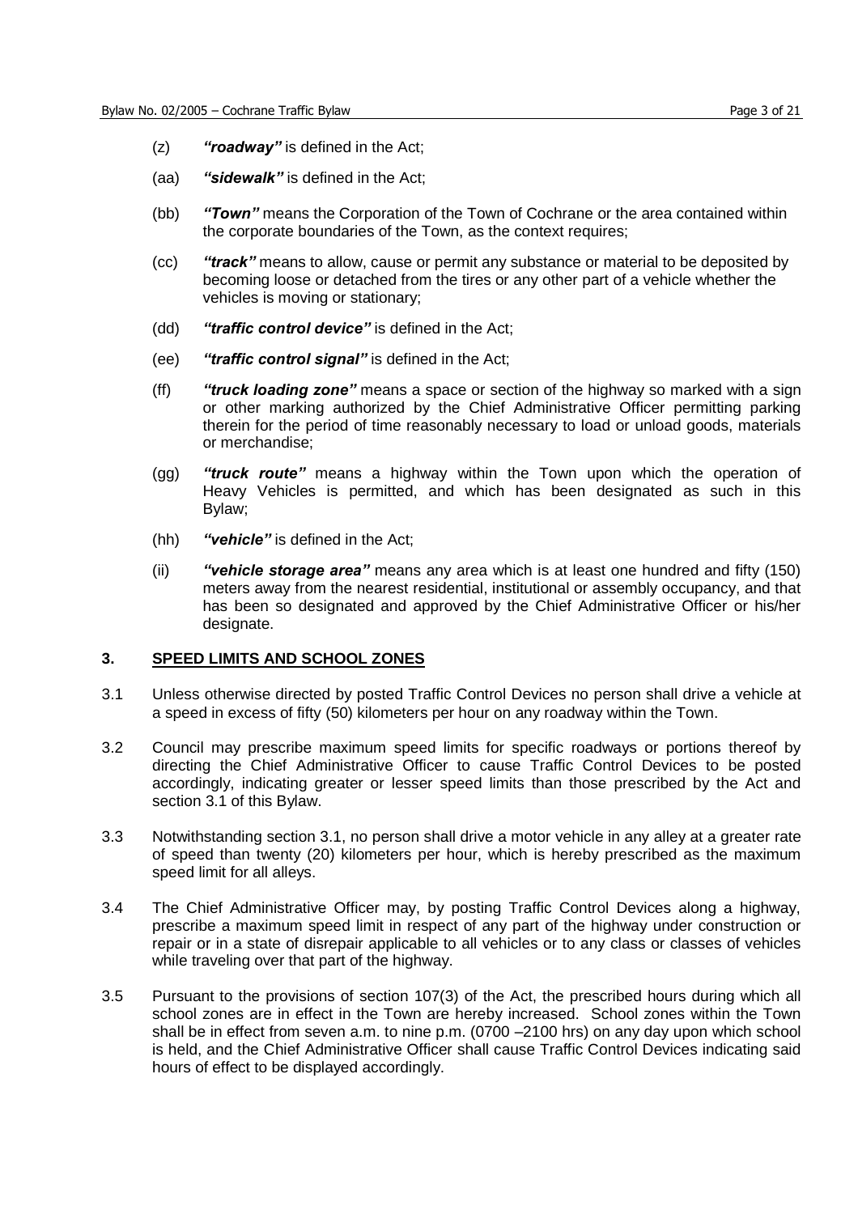(z) ***"roadway"*** is defined in the Act;

(aa) ***"sidewalk"*** is defined in the Act;

(bb) ***"Town"*** means the Corporation of the Town of Cochrane or the area contained within the corporate boundaries of the Town, as the context requires;

(cc) ***"track"*** means to allow, cause or permit any substance or material to be deposited by becoming loose or detached from the tires or any other part of a vehicle whether the vehicles is moving or stationary;

(dd) ***"traffic control device"*** is defined in the Act;

(ee) ***"traffic control signal"*** is defined in the Act;

(ff) ***"truck loading zone"*** means a space or section of the highway so marked with a sign or other marking authorized by the Chief Administrative Officer permitting parking therein for the period of time reasonably necessary to load or unload goods, materials or merchandise;

(gg) ***"truck route"*** means a highway within the Town upon which the operation of Heavy Vehicles is permitted, and which has been designated as such in this Bylaw;

(hh) ***"vehicle"*** is defined in the Act;

(ii) ***"vehicle storage area"*** means any area which is at least one hundred and fifty (150) meters away from the nearest residential, institutional or assembly occupancy, and that has been so designated and approved by the Chief Administrative Officer or his/her designate.

## 3. SPEED LIMITS AND SCHOOL ZONES

3.1 Unless otherwise directed by posted Traffic Control Devices no person shall drive a vehicle at a speed in excess of fifty (50) kilometers per hour on any roadway within the Town.

3.2 Council may prescribe maximum speed limits for specific roadways or portions thereof by directing the Chief Administrative Officer to cause Traffic Control Devices to be posted accordingly, indicating greater or lesser speed limits than those prescribed by the Act and section 3.1 of this Bylaw.

3.3 Notwithstanding section 3.1, no person shall drive a motor vehicle in any alley at a greater rate of speed than twenty (20) kilometers per hour, which is hereby prescribed as the maximum speed limit for all alleys.

3.4 The Chief Administrative Officer may, by posting Traffic Control Devices along a highway, prescribe a maximum speed limit in respect of any part of the highway under construction or repair or in a state of disrepair applicable to all vehicles or to any class or classes of vehicles while traveling over that part of the highway.

3.5 Pursuant to the provisions of section 107(3) of the Act, the prescribed hours during which all school zones are in effect in the Town are hereby increased. School zones within the Town shall be in effect from seven a.m. to nine p.m. (0700 –2100 hrs) on any day upon which school is held, and the Chief Administrative Officer shall cause Traffic Control Devices indicating said hours of effect to be displayed accordingly.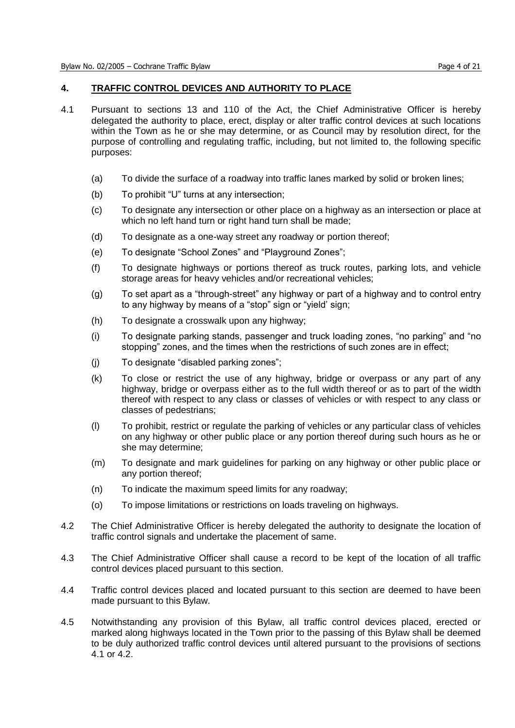## 4. TRAFFIC CONTROL DEVICES AND AUTHORITY TO PLACE

4.1 Pursuant to sections 13 and 110 of the Act, the Chief Administrative Officer is hereby delegated the authority to place, erect, display or alter traffic control devices at such locations within the Town as he or she may determine, or as Council may by resolution direct, for the purpose of controlling and regulating traffic, including, but not limited to, the following specific purposes:

- (a) To divide the surface of a roadway into traffic lanes marked by solid or broken lines;
- (b) To prohibit "U" turns at any intersection;
- (c) To designate any intersection or other place on a highway as an intersection or place at which no left hand turn or right hand turn shall be made;
- (d) To designate as a one-way street any roadway or portion thereof;
- (e) To designate "School Zones" and "Playground Zones";
- (f) To designate highways or portions thereof as truck routes, parking lots, and vehicle storage areas for heavy vehicles and/or recreational vehicles;
- (g) To set apart as a "through-street" any highway or part of a highway and to control entry to any highway by means of a "stop" sign or "yield' sign;
- (h) To designate a crosswalk upon any highway;
- (i) To designate parking stands, passenger and truck loading zones, "no parking" and "no stopping" zones, and the times when the restrictions of such zones are in effect;
- (j) To designate "disabled parking zones";
- (k) To close or restrict the use of any highway, bridge or overpass or any part of any highway, bridge or overpass either as to the full width thereof or as to part of the width thereof with respect to any class or classes of vehicles or with respect to any class or classes of pedestrians;
- (l) To prohibit, restrict or regulate the parking of vehicles or any particular class of vehicles on any highway or other public place or any portion thereof during such hours as he or she may determine;
- (m) To designate and mark guidelines for parking on any highway or other public place or any portion thereof;
- (n) To indicate the maximum speed limits for any roadway;
- (o) To impose limitations or restrictions on loads traveling on highways.

4.2 The Chief Administrative Officer is hereby delegated the authority to designate the location of traffic control signals and undertake the placement of same.

4.3 The Chief Administrative Officer shall cause a record to be kept of the location of all traffic control devices placed pursuant to this section.

4.4 Traffic control devices placed and located pursuant to this section are deemed to have been made pursuant to this Bylaw.

4.5 Notwithstanding any provision of this Bylaw, all traffic control devices placed, erected or marked along highways located in the Town prior to the passing of this Bylaw shall be deemed to be duly authorized traffic control devices until altered pursuant to the provisions of sections 4.1 or 4.2.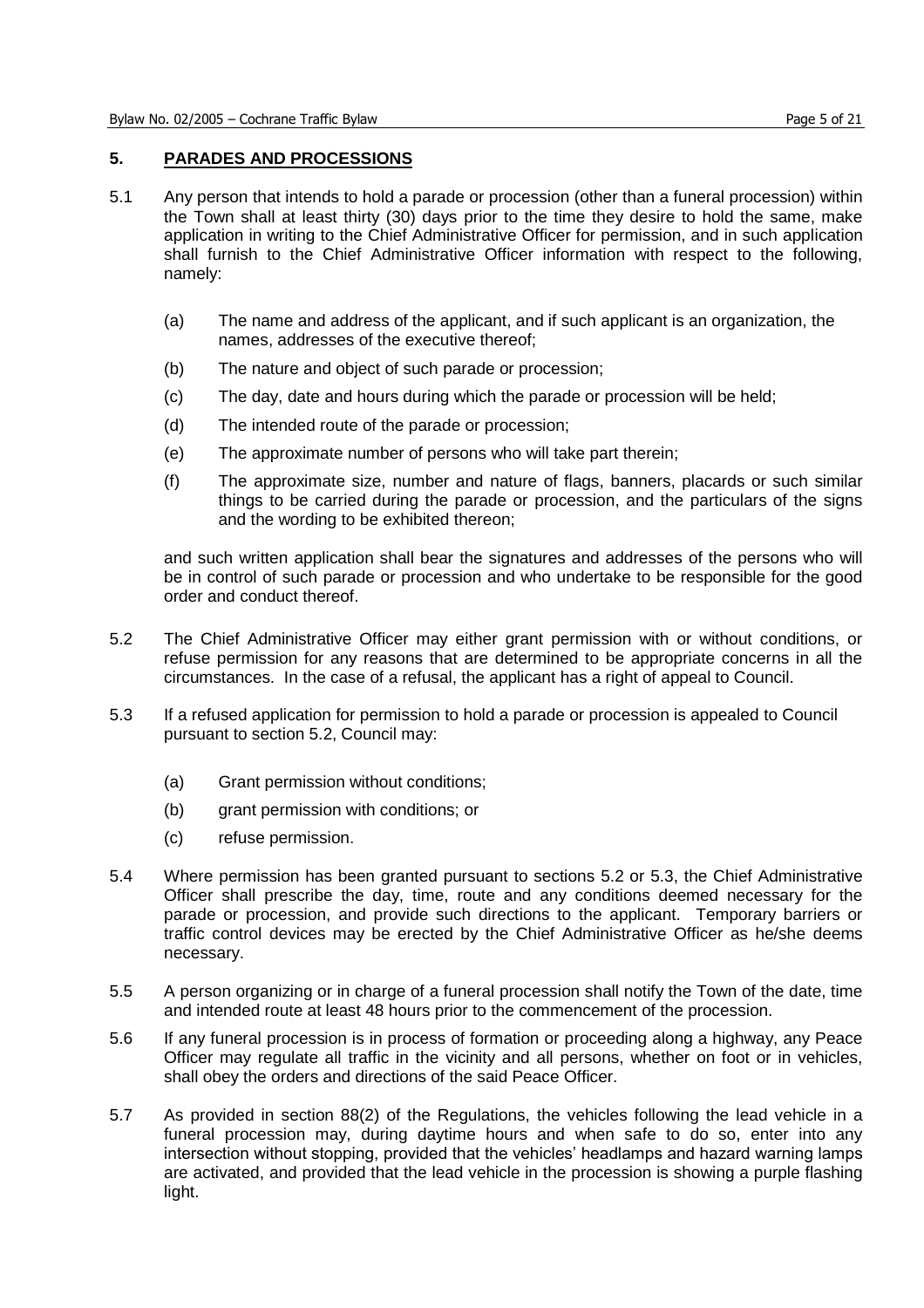## 5. PARADES AND PROCESSIONS

5.1 Any person that intends to hold a parade or procession (other than a funeral procession) within the Town shall at least thirty (30) days prior to the time they desire to hold the same, make application in writing to the Chief Administrative Officer for permission, and in such application shall furnish to the Chief Administrative Officer information with respect to the following, namely:

(a) The name and address of the applicant, and if such applicant is an organization, the names, addresses of the executive thereof;

(b) The nature and object of such parade or procession;

(c) The day, date and hours during which the parade or procession will be held;

(d) The intended route of the parade or procession;

(e) The approximate number of persons who will take part therein;

(f) The approximate size, number and nature of flags, banners, placards or such similar things to be carried during the parade or procession, and the particulars of the signs and the wording to be exhibited thereon;

and such written application shall bear the signatures and addresses of the persons who will be in control of such parade or procession and who undertake to be responsible for the good order and conduct thereof.

5.2 The Chief Administrative Officer may either grant permission with or without conditions, or refuse permission for any reasons that are determined to be appropriate concerns in all the circumstances. In the case of a refusal, the applicant has a right of appeal to Council.

5.3 If a refused application for permission to hold a parade or procession is appealed to Council pursuant to section 5.2, Council may:

(a) Grant permission without conditions;

(b) grant permission with conditions; or

(c) refuse permission.

5.4 Where permission has been granted pursuant to sections 5.2 or 5.3, the Chief Administrative Officer shall prescribe the day, time, route and any conditions deemed necessary for the parade or procession, and provide such directions to the applicant. Temporary barriers or traffic control devices may be erected by the Chief Administrative Officer as he/she deems necessary.

5.5 A person organizing or in charge of a funeral procession shall notify the Town of the date, time and intended route at least 48 hours prior to the commencement of the procession.

5.6 If any funeral procession is in process of formation or proceeding along a highway, any Peace Officer may regulate all traffic in the vicinity and all persons, whether on foot or in vehicles, shall obey the orders and directions of the said Peace Officer.

5.7 As provided in section 88(2) of the Regulations, the vehicles following the lead vehicle in a funeral procession may, during daytime hours and when safe to do so, enter into any intersection without stopping, provided that the vehicles' headlamps and hazard warning lamps are activated, and provided that the lead vehicle in the procession is showing a purple flashing light.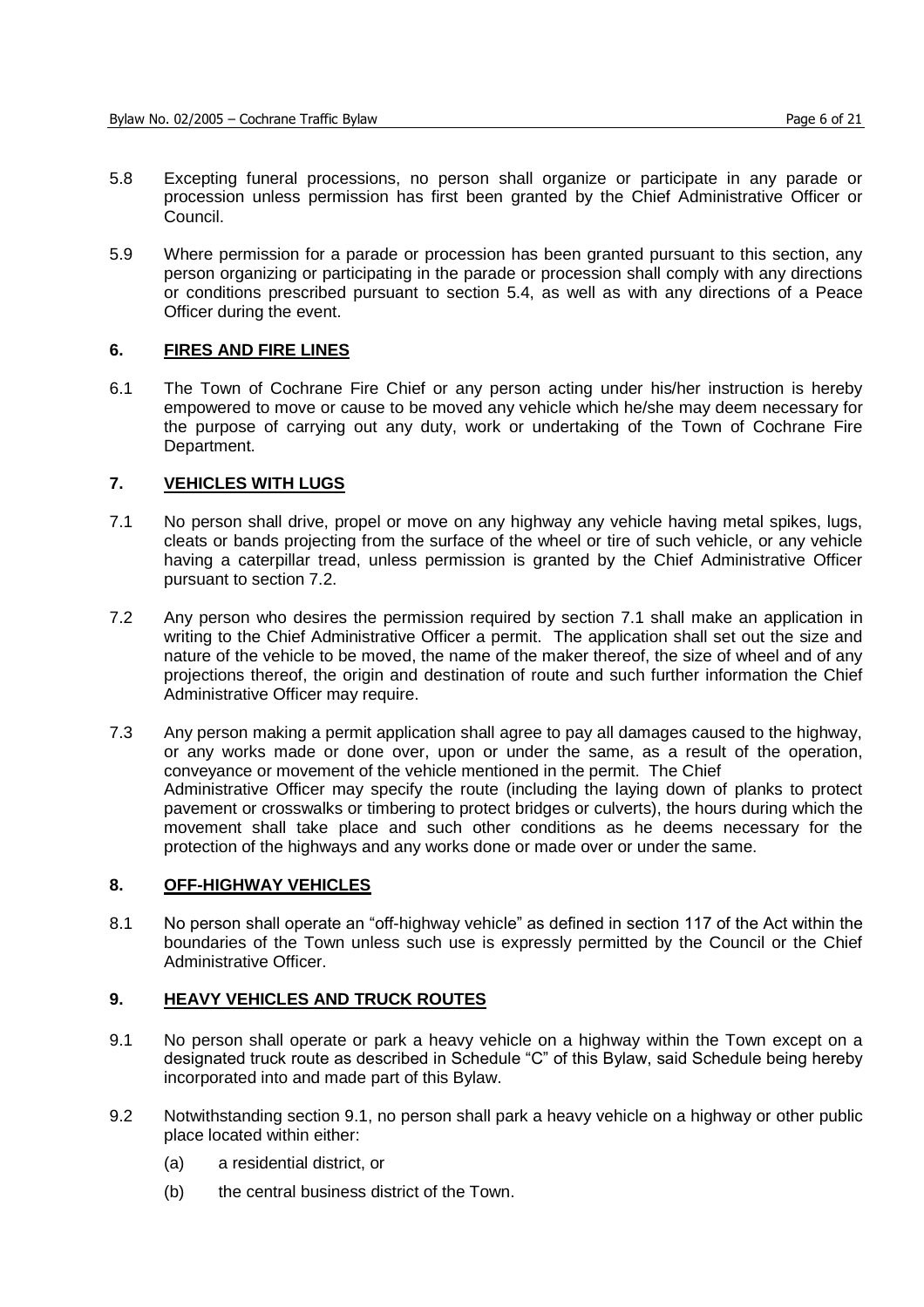5.8 Excepting funeral processions, no person shall organize or participate in any parade or procession unless permission has first been granted by the Chief Administrative Officer or Council.

5.9 Where permission for a parade or procession has been granted pursuant to this section, any person organizing or participating in the parade or procession shall comply with any directions or conditions prescribed pursuant to section 5.4, as well as with any directions of a Peace Officer during the event.

## 6. FIRES AND FIRE LINES

6.1 The Town of Cochrane Fire Chief or any person acting under his/her instruction is hereby empowered to move or cause to be moved any vehicle which he/she may deem necessary for the purpose of carrying out any duty, work or undertaking of the Town of Cochrane Fire Department.

## 7. VEHICLES WITH LUGS

7.1 No person shall drive, propel or move on any highway any vehicle having metal spikes, lugs, cleats or bands projecting from the surface of the wheel or tire of such vehicle, or any vehicle having a caterpillar tread, unless permission is granted by the Chief Administrative Officer pursuant to section 7.2.

7.2 Any person who desires the permission required by section 7.1 shall make an application in writing to the Chief Administrative Officer a permit. The application shall set out the size and nature of the vehicle to be moved, the name of the maker thereof, the size of wheel and of any projections thereof, the origin and destination of route and such further information the Chief Administrative Officer may require.

7.3 Any person making a permit application shall agree to pay all damages caused to the highway, or any works made or done over, upon or under the same, as a result of the operation, conveyance or movement of the vehicle mentioned in the permit. The Chief Administrative Officer may specify the route (including the laying down of planks to protect pavement or crosswalks or timbering to protect bridges or culverts), the hours during which the movement shall take place and such other conditions as he deems necessary for the protection of the highways and any works done or made over or under the same.

## 8. OFF-HIGHWAY VEHICLES

8.1 No person shall operate an "off-highway vehicle" as defined in section 117 of the Act within the boundaries of the Town unless such use is expressly permitted by the Council or the Chief Administrative Officer.

## 9. HEAVY VEHICLES AND TRUCK ROUTES

9.1 No person shall operate or park a heavy vehicle on a highway within the Town except on a designated truck route as described in Schedule "C" of this Bylaw, said Schedule being hereby incorporated into and made part of this Bylaw.

9.2 Notwithstanding section 9.1, no person shall park a heavy vehicle on a highway or other public place located within either:

(a) a residential district, or

(b) the central business district of the Town.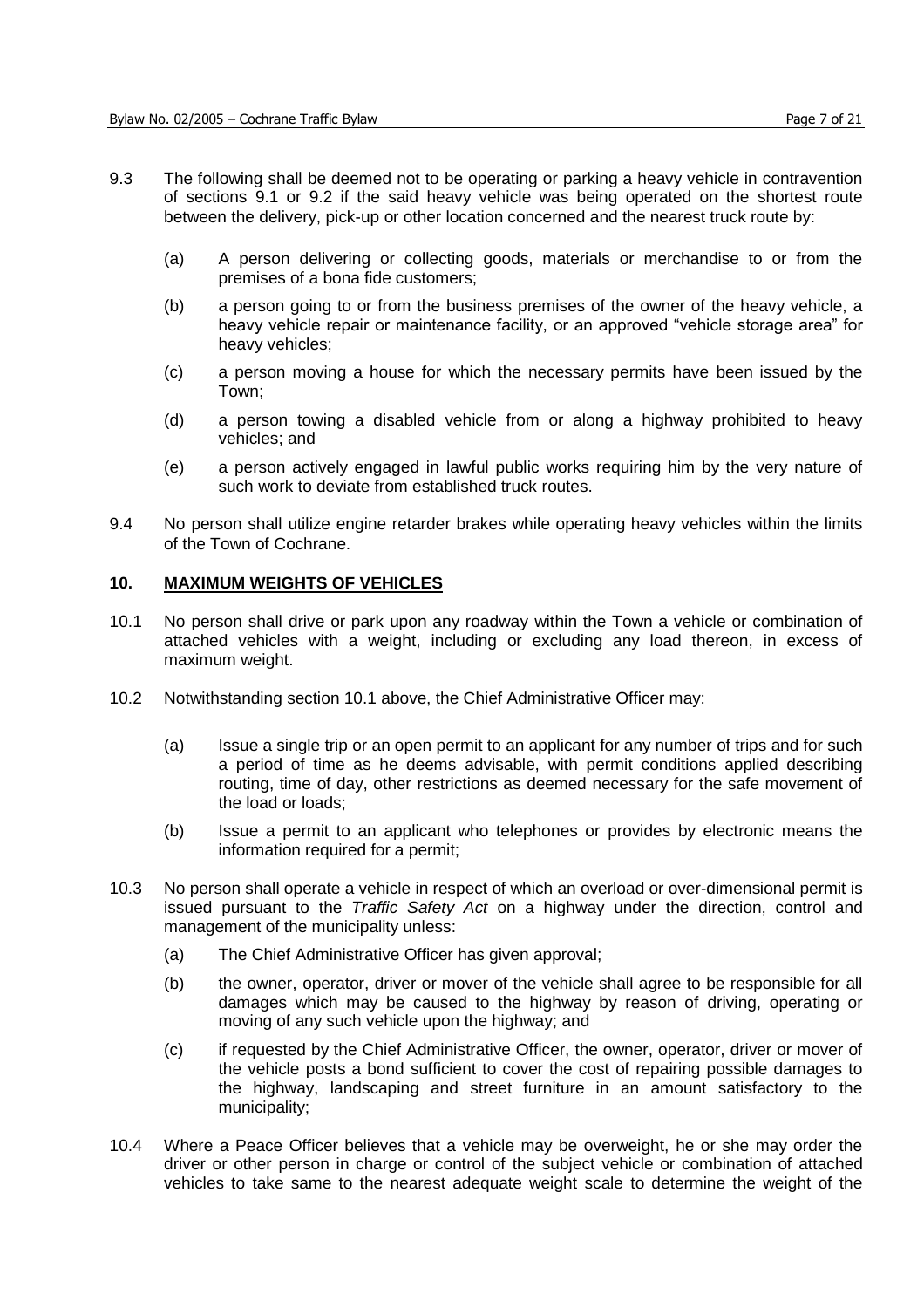9.3 The following shall be deemed not to be operating or parking a heavy vehicle in contravention of sections 9.1 or 9.2 if the said heavy vehicle was being operated on the shortest route between the delivery, pick-up or other location concerned and the nearest truck route by:

   (a) A person delivering or collecting goods, materials or merchandise to or from the premises of a bona fide customers;

   (b) a person going to or from the business premises of the owner of the heavy vehicle, a heavy vehicle repair or maintenance facility, or an approved "vehicle storage area" for heavy vehicles;

   (c) a person moving a house for which the necessary permits have been issued by the Town;

   (d) a person towing a disabled vehicle from or along a highway prohibited to heavy vehicles; and

   (e) a person actively engaged in lawful public works requiring him by the very nature of such work to deviate from established truck routes.

9.4 No person shall utilize engine retarder brakes while operating heavy vehicles within the limits of the Town of Cochrane.

## 10. MAXIMUM WEIGHTS OF VEHICLES

10.1 No person shall drive or park upon any roadway within the Town a vehicle or combination of attached vehicles with a weight, including or excluding any load thereon, in excess of maximum weight.

10.2 Notwithstanding section 10.1 above, the Chief Administrative Officer may:

   (a) Issue a single trip or an open permit to an applicant for any number of trips and for such a period of time as he deems advisable, with permit conditions applied describing routing, time of day, other restrictions as deemed necessary for the safe movement of the load or loads;

   (b) Issue a permit to an applicant who telephones or provides by electronic means the information required for a permit;

10.3 No person shall operate a vehicle in respect of which an overload or over-dimensional permit is issued pursuant to the *Traffic Safety Act* on a highway under the direction, control and management of the municipality unless:

   (a) The Chief Administrative Officer has given approval;

   (b) the owner, operator, driver or mover of the vehicle shall agree to be responsible for all damages which may be caused to the highway by reason of driving, operating or moving of any such vehicle upon the highway; and

   (c) if requested by the Chief Administrative Officer, the owner, operator, driver or mover of the vehicle posts a bond sufficient to cover the cost of repairing possible damages to the highway, landscaping and street furniture in an amount satisfactory to the municipality;

10.4 Where a Peace Officer believes that a vehicle may be overweight, he or she may order the driver or other person in charge or control of the subject vehicle or combination of attached vehicles to take same to the nearest adequate weight scale to determine the weight of the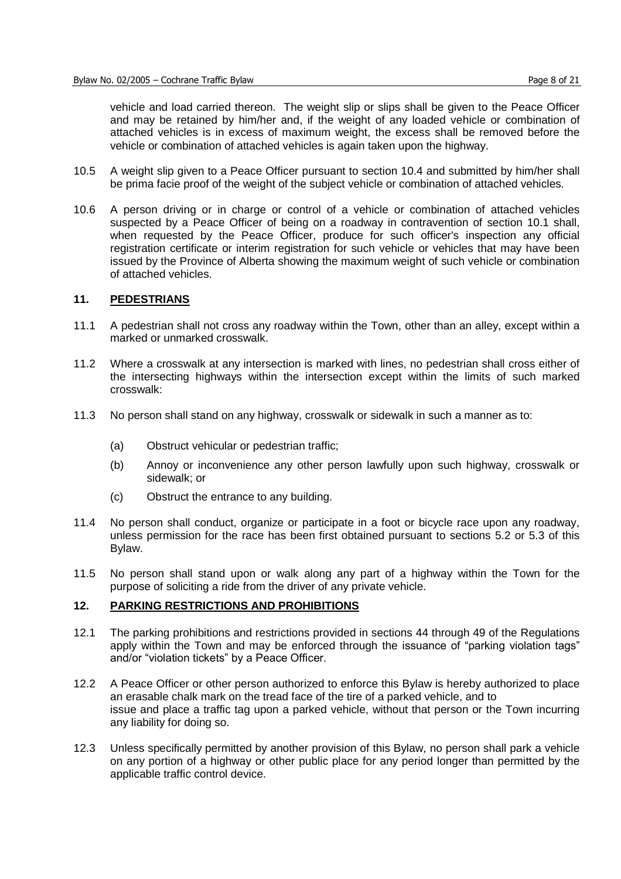vehicle and load carried thereon. The weight slip or slips shall be given to the Peace Officer and may be retained by him/her and, if the weight of any loaded vehicle or combination of attached vehicles is in excess of maximum weight, the excess shall be removed before the vehicle or combination of attached vehicles is again taken upon the highway.

10.5 A weight slip given to a Peace Officer pursuant to section 10.4 and submitted by him/her shall be prima facie proof of the weight of the subject vehicle or combination of attached vehicles.

10.6 A person driving or in charge or control of a vehicle or combination of attached vehicles suspected by a Peace Officer of being on a roadway in contravention of section 10.1 shall, when requested by the Peace Officer, produce for such officer's inspection any official registration certificate or interim registration for such vehicle or vehicles that may have been issued by the Province of Alberta showing the maximum weight of such vehicle or combination of attached vehicles.

## 11. PEDESTRIANS

11.1 A pedestrian shall not cross any roadway within the Town, other than an alley, except within a marked or unmarked crosswalk.

11.2 Where a crosswalk at any intersection is marked with lines, no pedestrian shall cross either of the intersecting highways within the intersection except within the limits of such marked crosswalk:

11.3 No person shall stand on any highway, crosswalk or sidewalk in such a manner as to:

(a) Obstruct vehicular or pedestrian traffic;

(b) Annoy or inconvenience any other person lawfully upon such highway, crosswalk or sidewalk; or

(c) Obstruct the entrance to any building.

11.4 No person shall conduct, organize or participate in a foot or bicycle race upon any roadway, unless permission for the race has been first obtained pursuant to sections 5.2 or 5.3 of this Bylaw.

11.5 No person shall stand upon or walk along any part of a highway within the Town for the purpose of soliciting a ride from the driver of any private vehicle.

## 12. PARKING RESTRICTIONS AND PROHIBITIONS

12.1 The parking prohibitions and restrictions provided in sections 44 through 49 of the Regulations apply within the Town and may be enforced through the issuance of "parking violation tags" and/or "violation tickets" by a Peace Officer.

12.2 A Peace Officer or other person authorized to enforce this Bylaw is hereby authorized to place an erasable chalk mark on the tread face of the tire of a parked vehicle, and to issue and place a traffic tag upon a parked vehicle, without that person or the Town incurring any liability for doing so.

12.3 Unless specifically permitted by another provision of this Bylaw, no person shall park a vehicle on any portion of a highway or other public place for any period longer than permitted by the applicable traffic control device.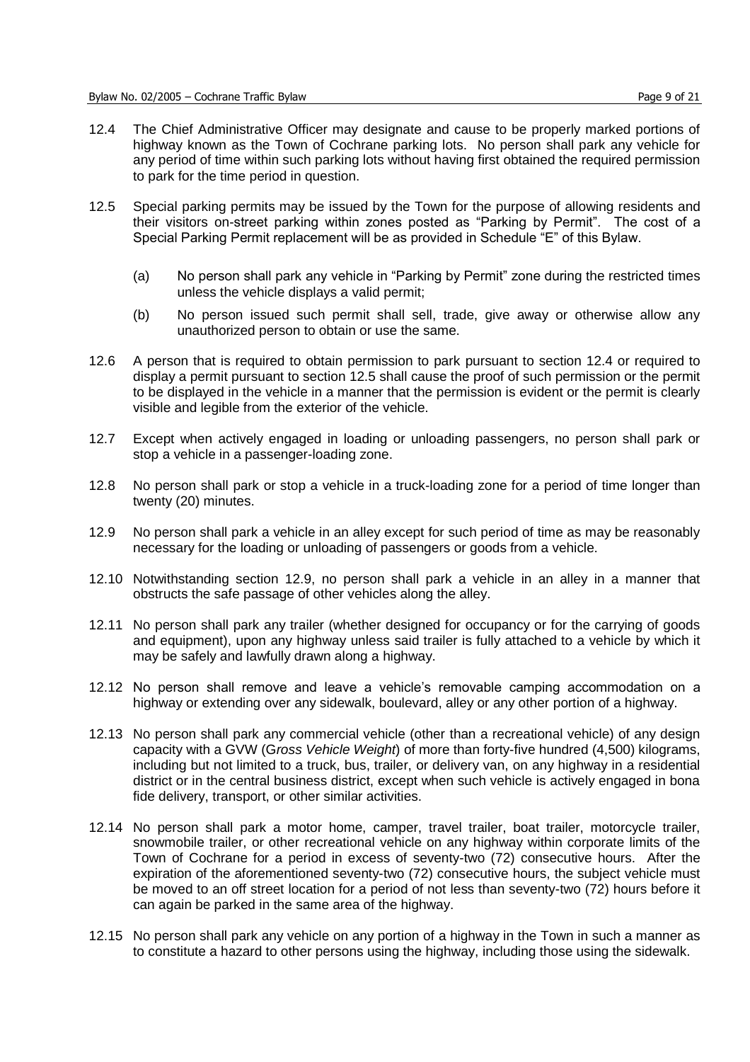12.4 The Chief Administrative Officer may designate and cause to be properly marked portions of highway known as the Town of Cochrane parking lots. No person shall park any vehicle for any period of time within such parking lots without having first obtained the required permission to park for the time period in question.

12.5 Special parking permits may be issued by the Town for the purpose of allowing residents and their visitors on-street parking within zones posted as "Parking by Permit". The cost of a Special Parking Permit replacement will be as provided in Schedule "E" of this Bylaw.

(a) No person shall park any vehicle in "Parking by Permit" zone during the restricted times unless the vehicle displays a valid permit;

(b) No person issued such permit shall sell, trade, give away or otherwise allow any unauthorized person to obtain or use the same.

12.6 A person that is required to obtain permission to park pursuant to section 12.4 or required to display a permit pursuant to section 12.5 shall cause the proof of such permission or the permit to be displayed in the vehicle in a manner that the permission is evident or the permit is clearly visible and legible from the exterior of the vehicle.

12.7 Except when actively engaged in loading or unloading passengers, no person shall park or stop a vehicle in a passenger-loading zone.

12.8 No person shall park or stop a vehicle in a truck-loading zone for a period of time longer than twenty (20) minutes.

12.9 No person shall park a vehicle in an alley except for such period of time as may be reasonably necessary for the loading or unloading of passengers or goods from a vehicle.

12.10 Notwithstanding section 12.9, no person shall park a vehicle in an alley in a manner that obstructs the safe passage of other vehicles along the alley.

12.11 No person shall park any trailer (whether designed for occupancy or for the carrying of goods and equipment), upon any highway unless said trailer is fully attached to a vehicle by which it may be safely and lawfully drawn along a highway.

12.12 No person shall remove and leave a vehicle's removable camping accommodation on a highway or extending over any sidewalk, boulevard, alley or any other portion of a highway.

12.13 No person shall park any commercial vehicle (other than a recreational vehicle) of any design capacity with a GVW (G*ross Vehicle Weight*) of more than forty-five hundred (4,500) kilograms, including but not limited to a truck, bus, trailer, or delivery van, on any highway in a residential district or in the central business district, except when such vehicle is actively engaged in bona fide delivery, transport, or other similar activities.

12.14 No person shall park a motor home, camper, travel trailer, boat trailer, motorcycle trailer, snowmobile trailer, or other recreational vehicle on any highway within corporate limits of the Town of Cochrane for a period in excess of seventy-two (72) consecutive hours. After the expiration of the aforementioned seventy-two (72) consecutive hours, the subject vehicle must be moved to an off street location for a period of not less than seventy-two (72) hours before it can again be parked in the same area of the highway.

12.15 No person shall park any vehicle on any portion of a highway in the Town in such a manner as to constitute a hazard to other persons using the highway, including those using the sidewalk.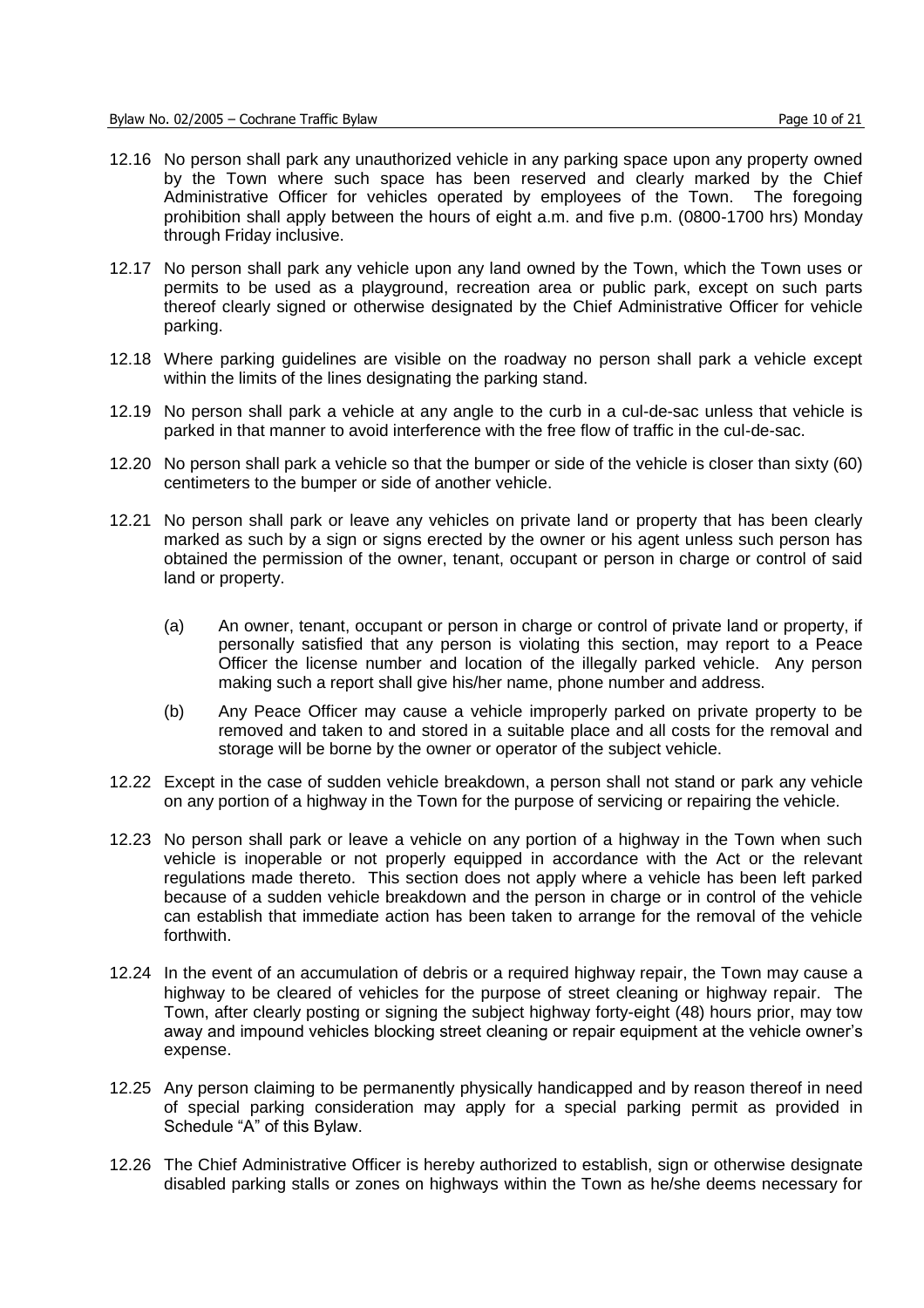12.16 No person shall park any unauthorized vehicle in any parking space upon any property owned by the Town where such space has been reserved and clearly marked by the Chief Administrative Officer for vehicles operated by employees of the Town. The foregoing prohibition shall apply between the hours of eight a.m. and five p.m. (0800-1700 hrs) Monday through Friday inclusive.

12.17 No person shall park any vehicle upon any land owned by the Town, which the Town uses or permits to be used as a playground, recreation area or public park, except on such parts thereof clearly signed or otherwise designated by the Chief Administrative Officer for vehicle parking.

12.18 Where parking guidelines are visible on the roadway no person shall park a vehicle except within the limits of the lines designating the parking stand.

12.19 No person shall park a vehicle at any angle to the curb in a cul-de-sac unless that vehicle is parked in that manner to avoid interference with the free flow of traffic in the cul-de-sac.

12.20 No person shall park a vehicle so that the bumper or side of the vehicle is closer than sixty (60) centimeters to the bumper or side of another vehicle.

12.21 No person shall park or leave any vehicles on private land or property that has been clearly marked as such by a sign or signs erected by the owner or his agent unless such person has obtained the permission of the owner, tenant, occupant or person in charge or control of said land or property.

   (a) An owner, tenant, occupant or person in charge or control of private land or property, if personally satisfied that any person is violating this section, may report to a Peace Officer the license number and location of the illegally parked vehicle. Any person making such a report shall give his/her name, phone number and address.

   (b) Any Peace Officer may cause a vehicle improperly parked on private property to be removed and taken to and stored in a suitable place and all costs for the removal and storage will be borne by the owner or operator of the subject vehicle.

12.22 Except in the case of sudden vehicle breakdown, a person shall not stand or park any vehicle on any portion of a highway in the Town for the purpose of servicing or repairing the vehicle.

12.23 No person shall park or leave a vehicle on any portion of a highway in the Town when such vehicle is inoperable or not properly equipped in accordance with the Act or the relevant regulations made thereto. This section does not apply where a vehicle has been left parked because of a sudden vehicle breakdown and the person in charge or in control of the vehicle can establish that immediate action has been taken to arrange for the removal of the vehicle forthwith.

12.24 In the event of an accumulation of debris or a required highway repair, the Town may cause a highway to be cleared of vehicles for the purpose of street cleaning or highway repair. The Town, after clearly posting or signing the subject highway forty-eight (48) hours prior, may tow away and impound vehicles blocking street cleaning or repair equipment at the vehicle owner's expense.

12.25 Any person claiming to be permanently physically handicapped and by reason thereof in need of special parking consideration may apply for a special parking permit as provided in Schedule "A" of this Bylaw.

12.26 The Chief Administrative Officer is hereby authorized to establish, sign or otherwise designate disabled parking stalls or zones on highways within the Town as he/she deems necessary for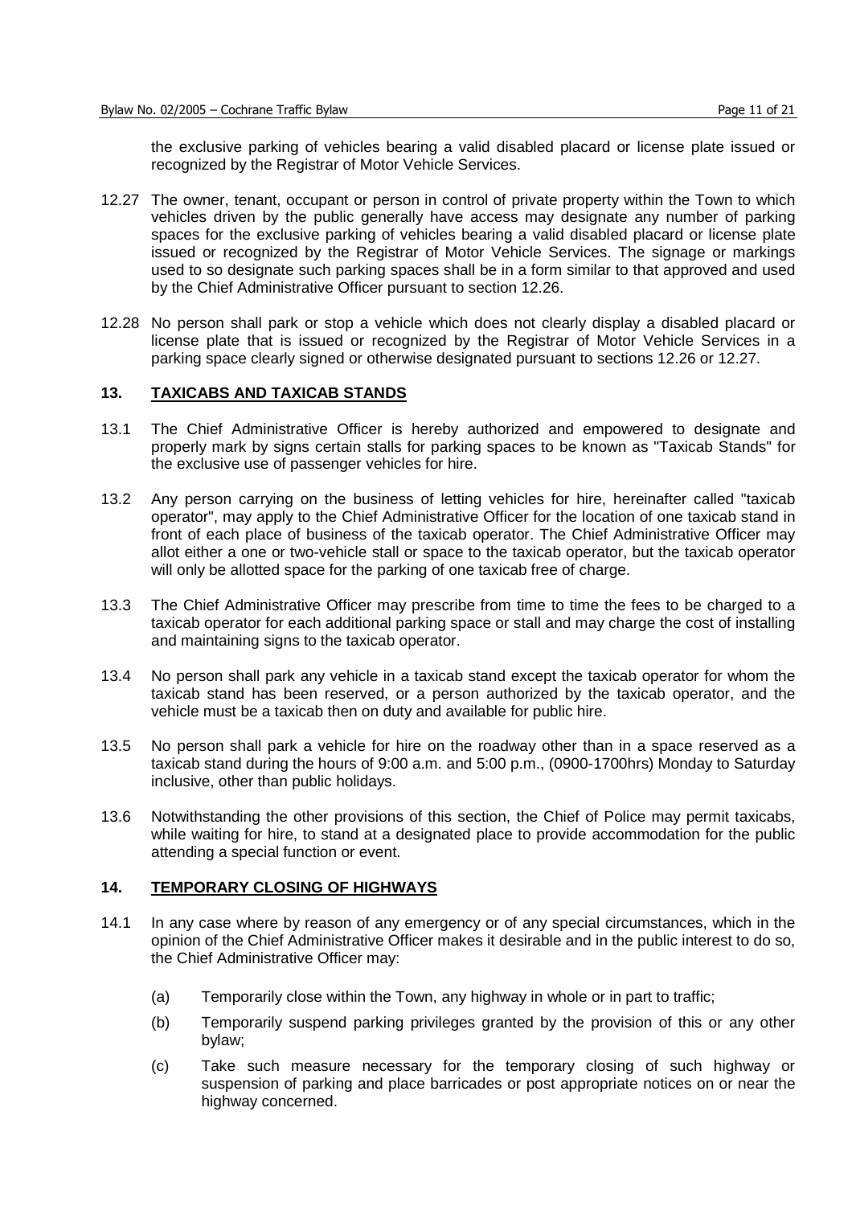the exclusive parking of vehicles bearing a valid disabled placard or license plate issued or recognized by the Registrar of Motor Vehicle Services.

12.27 The owner, tenant, occupant or person in control of private property within the Town to which vehicles driven by the public generally have access may designate any number of parking spaces for the exclusive parking of vehicles bearing a valid disabled placard or license plate issued or recognized by the Registrar of Motor Vehicle Services. The signage or markings used to so designate such parking spaces shall be in a form similar to that approved and used by the Chief Administrative Officer pursuant to section 12.26.

12.28 No person shall park or stop a vehicle which does not clearly display a disabled placard or license plate that is issued or recognized by the Registrar of Motor Vehicle Services in a parking space clearly signed or otherwise designated pursuant to sections 12.26 or 12.27.

## 13. <u>TAXICABS AND TAXICAB STANDS</u>

13.1 The Chief Administrative Officer is hereby authorized and empowered to designate and properly mark by signs certain stalls for parking spaces to be known as "Taxicab Stands" for the exclusive use of passenger vehicles for hire.

13.2 Any person carrying on the business of letting vehicles for hire, hereinafter called "taxicab operator", may apply to the Chief Administrative Officer for the location of one taxicab stand in front of each place of business of the taxicab operator. The Chief Administrative Officer may allot either a one or two-vehicle stall or space to the taxicab operator, but the taxicab operator will only be allotted space for the parking of one taxicab free of charge.

13.3 The Chief Administrative Officer may prescribe from time to time the fees to be charged to a taxicab operator for each additional parking space or stall and may charge the cost of installing and maintaining signs to the taxicab operator.

13.4 No person shall park any vehicle in a taxicab stand except the taxicab operator for whom the taxicab stand has been reserved, or a person authorized by the taxicab operator, and the vehicle must be a taxicab then on duty and available for public hire.

13.5 No person shall park a vehicle for hire on the roadway other than in a space reserved as a taxicab stand during the hours of 9:00 a.m. and 5:00 p.m., (0900-1700hrs) Monday to Saturday inclusive, other than public holidays.

13.6 Notwithstanding the other provisions of this section, the Chief of Police may permit taxicabs, while waiting for hire, to stand at a designated place to provide accommodation for the public attending a special function or event.

## 14. <u>TEMPORARY CLOSING OF HIGHWAYS</u>

14.1 In any case where by reason of any emergency or of any special circumstances, which in the opinion of the Chief Administrative Officer makes it desirable and in the public interest to do so, the Chief Administrative Officer may:

(a) Temporarily close within the Town, any highway in whole or in part to traffic;

(b) Temporarily suspend parking privileges granted by the provision of this or any other bylaw;

(c) Take such measure necessary for the temporary closing of such highway or suspension of parking and place barricades or post appropriate notices on or near the highway concerned.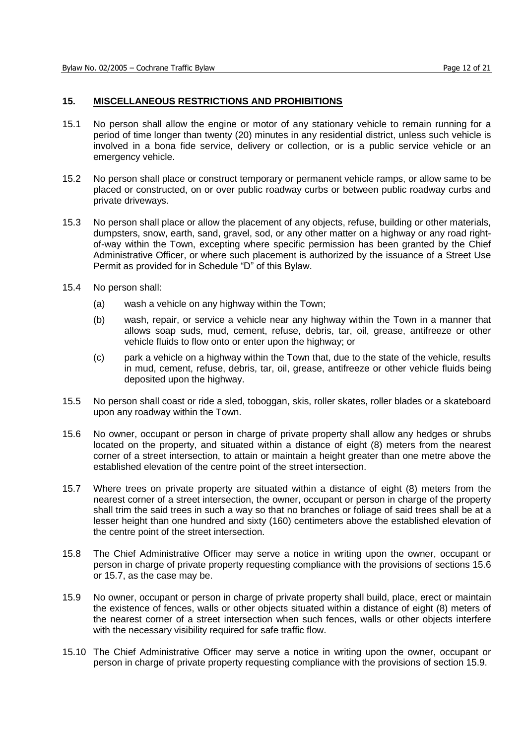## 15. MISCELLANEOUS RESTRICTIONS AND PROHIBITIONS

15.1 No person shall allow the engine or motor of any stationary vehicle to remain running for a period of time longer than twenty (20) minutes in any residential district, unless such vehicle is involved in a bona fide service, delivery or collection, or is a public service vehicle or an emergency vehicle.

15.2 No person shall place or construct temporary or permanent vehicle ramps, or allow same to be placed or constructed, on or over public roadway curbs or between public roadway curbs and private driveways.

15.3 No person shall place or allow the placement of any objects, refuse, building or other materials, dumpsters, snow, earth, sand, gravel, sod, or any other matter on a highway or any road right-of-way within the Town, excepting where specific permission has been granted by the Chief Administrative Officer, or where such placement is authorized by the issuance of a Street Use Permit as provided for in Schedule "D" of this Bylaw.

15.4 No person shall:

(a) wash a vehicle on any highway within the Town;

(b) wash, repair, or service a vehicle near any highway within the Town in a manner that allows soap suds, mud, cement, refuse, debris, tar, oil, grease, antifreeze or other vehicle fluids to flow onto or enter upon the highway; or

(c) park a vehicle on a highway within the Town that, due to the state of the vehicle, results in mud, cement, refuse, debris, tar, oil, grease, antifreeze or other vehicle fluids being deposited upon the highway.

15.5 No person shall coast or ride a sled, toboggan, skis, roller skates, roller blades or a skateboard upon any roadway within the Town.

15.6 No owner, occupant or person in charge of private property shall allow any hedges or shrubs located on the property, and situated within a distance of eight (8) meters from the nearest corner of a street intersection, to attain or maintain a height greater than one metre above the established elevation of the centre point of the street intersection.

15.7 Where trees on private property are situated within a distance of eight (8) meters from the nearest corner of a street intersection, the owner, occupant or person in charge of the property shall trim the said trees in such a way so that no branches or foliage of said trees shall be at a lesser height than one hundred and sixty (160) centimeters above the established elevation of the centre point of the street intersection.

15.8 The Chief Administrative Officer may serve a notice in writing upon the owner, occupant or person in charge of private property requesting compliance with the provisions of sections 15.6 or 15.7, as the case may be.

15.9 No owner, occupant or person in charge of private property shall build, place, erect or maintain the existence of fences, walls or other objects situated within a distance of eight (8) meters of the nearest corner of a street intersection when such fences, walls or other objects interfere with the necessary visibility required for safe traffic flow.

15.10 The Chief Administrative Officer may serve a notice in writing upon the owner, occupant or person in charge of private property requesting compliance with the provisions of section 15.9.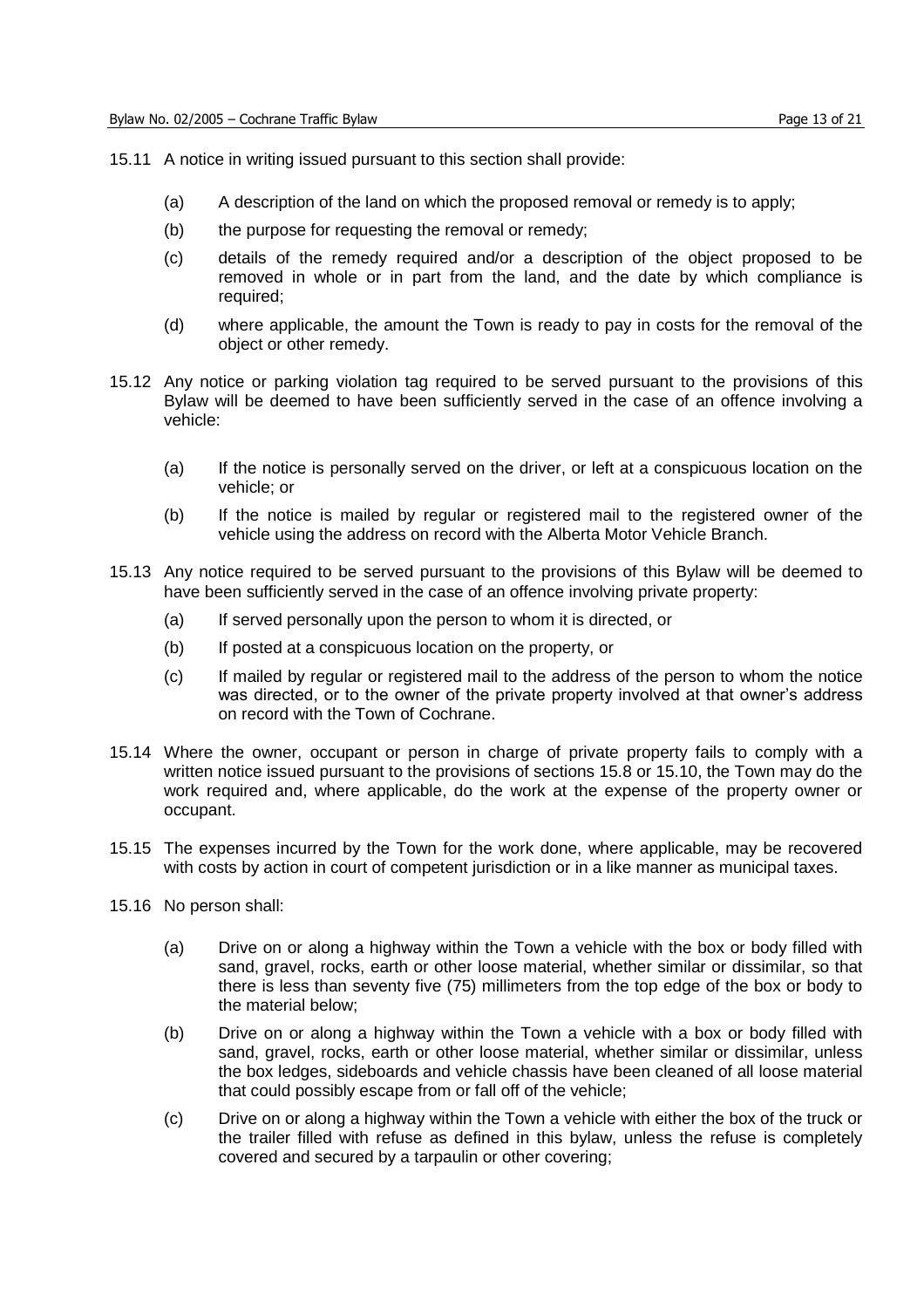15.11 A notice in writing issued pursuant to this section shall provide:

- (a) A description of the land on which the proposed removal or remedy is to apply;
- (b) the purpose for requesting the removal or remedy;
- (c) details of the remedy required and/or a description of the object proposed to be removed in whole or in part from the land, and the date by which compliance is required;
- (d) where applicable, the amount the Town is ready to pay in costs for the removal of the object or other remedy.

15.12 Any notice or parking violation tag required to be served pursuant to the provisions of this Bylaw will be deemed to have been sufficiently served in the case of an offence involving a vehicle:

- (a) If the notice is personally served on the driver, or left at a conspicuous location on the vehicle; or
- (b) If the notice is mailed by regular or registered mail to the registered owner of the vehicle using the address on record with the Alberta Motor Vehicle Branch.

15.13 Any notice required to be served pursuant to the provisions of this Bylaw will be deemed to have been sufficiently served in the case of an offence involving private property:

- (a) If served personally upon the person to whom it is directed, or
- (b) If posted at a conspicuous location on the property, or
- (c) If mailed by regular or registered mail to the address of the person to whom the notice was directed, or to the owner of the private property involved at that owner's address on record with the Town of Cochrane.

15.14 Where the owner, occupant or person in charge of private property fails to comply with a written notice issued pursuant to the provisions of sections 15.8 or 15.10, the Town may do the work required and, where applicable, do the work at the expense of the property owner or occupant.

15.15 The expenses incurred by the Town for the work done, where applicable, may be recovered with costs by action in court of competent jurisdiction or in a like manner as municipal taxes.

15.16 No person shall:

- (a) Drive on or along a highway within the Town a vehicle with the box or body filled with sand, gravel, rocks, earth or other loose material, whether similar or dissimilar, so that there is less than seventy five (75) millimeters from the top edge of the box or body to the material below;
- (b) Drive on or along a highway within the Town a vehicle with a box or body filled with sand, gravel, rocks, earth or other loose material, whether similar or dissimilar, unless the box ledges, sideboards and vehicle chassis have been cleaned of all loose material that could possibly escape from or fall off of the vehicle;
- (c) Drive on or along a highway within the Town a vehicle with either the box of the truck or the trailer filled with refuse as defined in this bylaw, unless the refuse is completely covered and secured by a tarpaulin or other covering;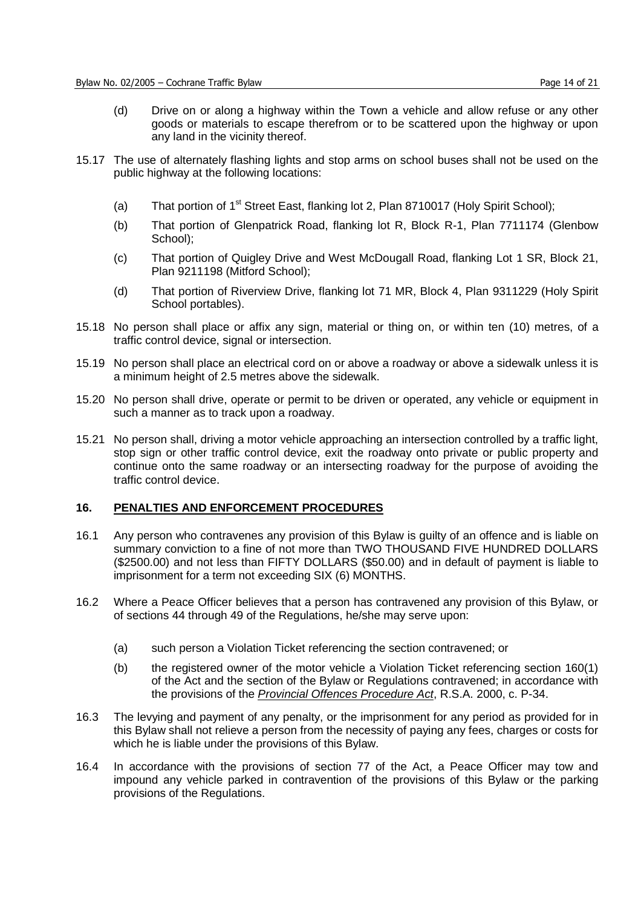(d) Drive on or along a highway within the Town a vehicle and allow refuse or any other goods or materials to escape therefrom or to be scattered upon the highway or upon any land in the vicinity thereof.

15.17 The use of alternately flashing lights and stop arms on school buses shall not be used on the public highway at the following locations:

(a) That portion of 1st Street East, flanking lot 2, Plan 8710017 (Holy Spirit School);

(b) That portion of Glenpatrick Road, flanking lot R, Block R-1, Plan 7711174 (Glenbow School);

(c) That portion of Quigley Drive and West McDougall Road, flanking Lot 1 SR, Block 21, Plan 9211198 (Mitford School);

(d) That portion of Riverview Drive, flanking lot 71 MR, Block 4, Plan 9311229 (Holy Spirit School portables).

15.18 No person shall place or affix any sign, material or thing on, or within ten (10) metres, of a traffic control device, signal or intersection.

15.19 No person shall place an electrical cord on or above a roadway or above a sidewalk unless it is a minimum height of 2.5 metres above the sidewalk.

15.20 No person shall drive, operate or permit to be driven or operated, any vehicle or equipment in such a manner as to track upon a roadway.

15.21 No person shall, driving a motor vehicle approaching an intersection controlled by a traffic light, stop sign or other traffic control device, exit the roadway onto private or public property and continue onto the same roadway or an intersecting roadway for the purpose of avoiding the traffic control device.

## 16. PENALTIES AND ENFORCEMENT PROCEDURES

16.1 Any person who contravenes any provision of this Bylaw is guilty of an offence and is liable on summary conviction to a fine of not more than TWO THOUSAND FIVE HUNDRED DOLLARS ($2500.00) and not less than FIFTY DOLLARS ($50.00) and in default of payment is liable to imprisonment for a term not exceeding SIX (6) MONTHS.

16.2 Where a Peace Officer believes that a person has contravened any provision of this Bylaw, or of sections 44 through 49 of the Regulations, he/she may serve upon:

(a) such person a Violation Ticket referencing the section contravened; or

(b) the registered owner of the motor vehicle a Violation Ticket referencing section 160(1) of the Act and the section of the Bylaw or Regulations contravened; in accordance with the provisions of the *Provincial Offences Procedure Act*, R.S.A. 2000, c. P-34.

16.3 The levying and payment of any penalty, or the imprisonment for any period as provided for in this Bylaw shall not relieve a person from the necessity of paying any fees, charges or costs for which he is liable under the provisions of this Bylaw.

16.4 In accordance with the provisions of section 77 of the Act, a Peace Officer may tow and impound any vehicle parked in contravention of the provisions of this Bylaw or the parking provisions of the Regulations.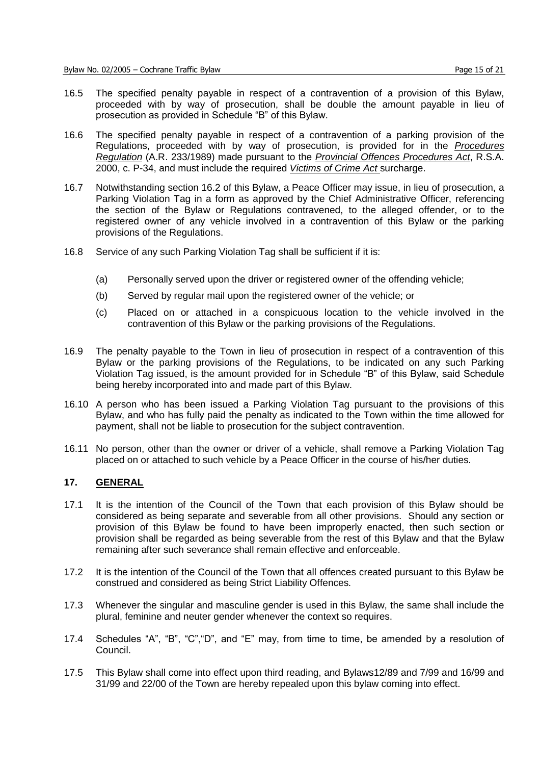16.5 The specified penalty payable in respect of a contravention of a provision of this Bylaw, proceeded with by way of prosecution, shall be double the amount payable in lieu of prosecution as provided in Schedule "B" of this Bylaw.

16.6 The specified penalty payable in respect of a contravention of a parking provision of the Regulations, proceeded with by way of prosecution, is provided for in the *Procedures Regulation* (A.R. 233/1989) made pursuant to the *Provincial Offences Procedures Act*, R.S.A. 2000, c. P-34, and must include the required *Victims of Crime Act* surcharge.

16.7 Notwithstanding section 16.2 of this Bylaw, a Peace Officer may issue, in lieu of prosecution, a Parking Violation Tag in a form as approved by the Chief Administrative Officer, referencing the section of the Bylaw or Regulations contravened, to the alleged offender, or to the registered owner of any vehicle involved in a contravention of this Bylaw or the parking provisions of the Regulations.

16.8 Service of any such Parking Violation Tag shall be sufficient if it is:

(a) Personally served upon the driver or registered owner of the offending vehicle;

(b) Served by regular mail upon the registered owner of the vehicle; or

(c) Placed on or attached in a conspicuous location to the vehicle involved in the contravention of this Bylaw or the parking provisions of the Regulations.

16.9 The penalty payable to the Town in lieu of prosecution in respect of a contravention of this Bylaw or the parking provisions of the Regulations, to be indicated on any such Parking Violation Tag issued, is the amount provided for in Schedule "B" of this Bylaw, said Schedule being hereby incorporated into and made part of this Bylaw.

16.10 A person who has been issued a Parking Violation Tag pursuant to the provisions of this Bylaw, and who has fully paid the penalty as indicated to the Town within the time allowed for payment, shall not be liable to prosecution for the subject contravention.

16.11 No person, other than the owner or driver of a vehicle, shall remove a Parking Violation Tag placed on or attached to such vehicle by a Peace Officer in the course of his/her duties.

## 17. GENERAL

17.1 It is the intention of the Council of the Town that each provision of this Bylaw should be considered as being separate and severable from all other provisions. Should any section or provision of this Bylaw be found to have been improperly enacted, then such section or provision shall be regarded as being severable from the rest of this Bylaw and that the Bylaw remaining after such severance shall remain effective and enforceable.

17.2 It is the intention of the Council of the Town that all offences created pursuant to this Bylaw be construed and considered as being Strict Liability Offences.

17.3 Whenever the singular and masculine gender is used in this Bylaw, the same shall include the plural, feminine and neuter gender whenever the context so requires.

17.4 Schedules "A", "B", "C","D", and "E" may, from time to time, be amended by a resolution of Council.

17.5 This Bylaw shall come into effect upon third reading, and Bylaws12/89 and 7/99 and 16/99 and 31/99 and 22/00 of the Town are hereby repealed upon this bylaw coming into effect.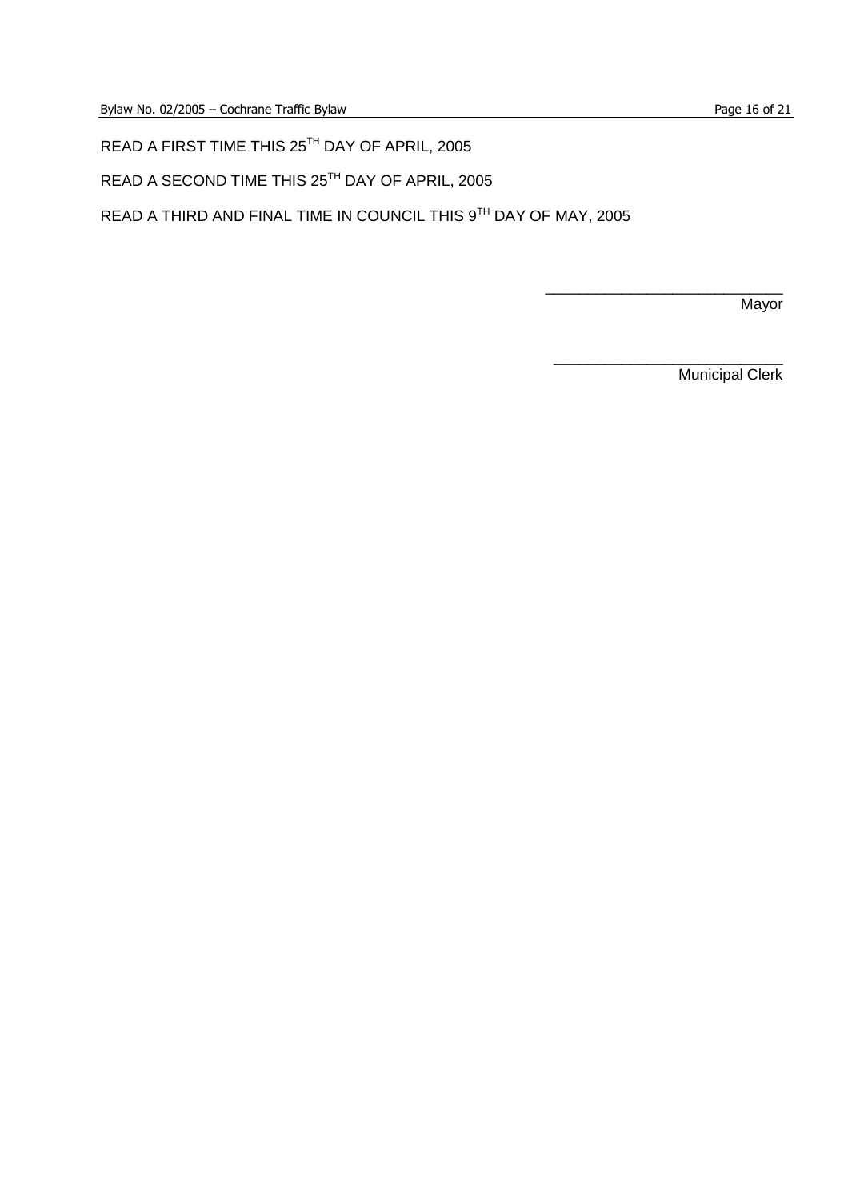READ A FIRST TIME THIS 25TH DAY OF APRIL, 2005

READ A SECOND TIME THIS 25TH DAY OF APRIL, 2005

READ A THIRD AND FINAL TIME IN COUNCIL THIS 9TH DAY OF MAY, 2005

\_\_\_\_\_\_\_\_\_\_\_\_\_\_\_\_\_\_\_\_\_\_\_\_\_\_\_\_
Mayor

\_\_\_\_\_\_\_\_\_\_\_\_\_\_\_\_\_\_\_\_\_\_\_\_\_\_\_\_
Municipal Clerk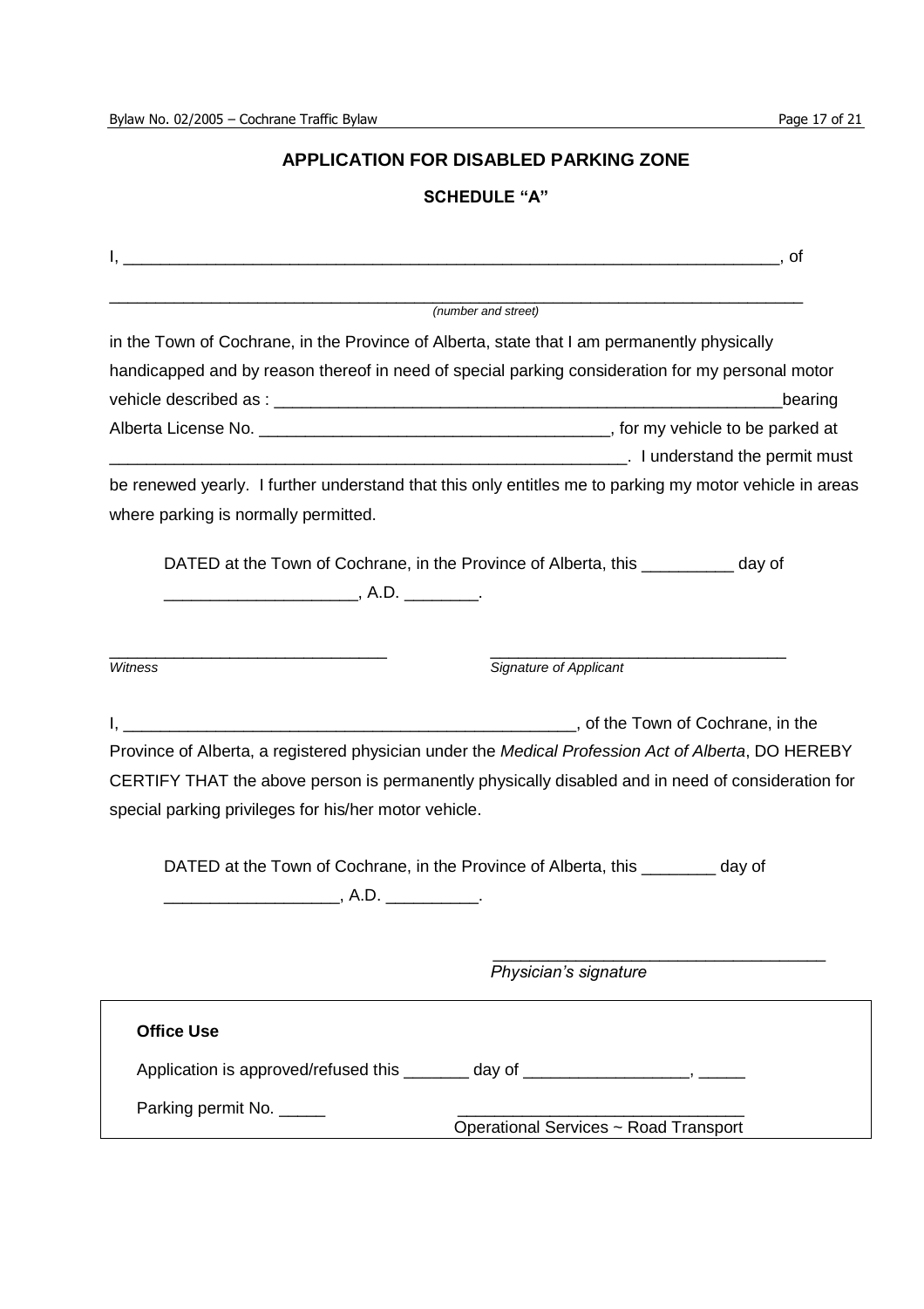## APPLICATION FOR DISABLED PARKING ZONE

### SCHEDULE "A"

I, ___________________________________________________________________________, of

_______________________________________________________________________________
*(number and street)*

in the Town of Cochrane, in the Province of Alberta, state that I am permanently physically handicapped and by reason thereof in need of special parking consideration for my personal motor vehicle described as : ___________________________________________________________bearing Alberta License No. _______________________________________, for my vehicle to be parked at ___________________________________________________________. I understand the permit must be renewed yearly. I further understand that this only entitles me to parking my motor vehicle in areas where parking is normally permitted.

DATED at the Town of Cochrane, in the Province of Alberta, this __________ day of _____________________, A.D. ________.

_______________________________ &nbsp;&nbsp;&nbsp;&nbsp;&nbsp;&nbsp;&nbsp;&nbsp;&nbsp;&nbsp; _________________________________
*Witness* &nbsp;&nbsp;&nbsp;&nbsp;&nbsp;&nbsp;&nbsp;&nbsp;&nbsp;&nbsp;&nbsp;&nbsp;&nbsp;&nbsp;&nbsp;&nbsp;&nbsp;&nbsp;&nbsp;&nbsp;&nbsp;&nbsp;&nbsp;&nbsp;&nbsp;&nbsp;&nbsp;&nbsp;&nbsp;&nbsp;&nbsp;&nbsp;&nbsp;&nbsp;&nbsp;&nbsp;&nbsp;&nbsp;&nbsp;&nbsp; *Signature of Applicant*

I, ___________________________________________________, of the Town of Cochrane, in the Province of Alberta, a registered physician under the *Medical Profession Act of Alberta*, DO HEREBY CERTIFY THAT the above person is permanently physically disabled and in need of consideration for special parking privileges for his/her motor vehicle.

DATED at the Town of Cochrane, in the Province of Alberta, this ________ day of ___________________, A.D. __________.

_____________________________________
*Physician's signature*

---

**Office Use**

Application is approved/refused this _______ day of __________________, _____

Parking permit No. _____ &nbsp;&nbsp;&nbsp;&nbsp;&nbsp;&nbsp;&nbsp;&nbsp;&nbsp;&nbsp; _________________________________
Operational Services ~ Road Transport

---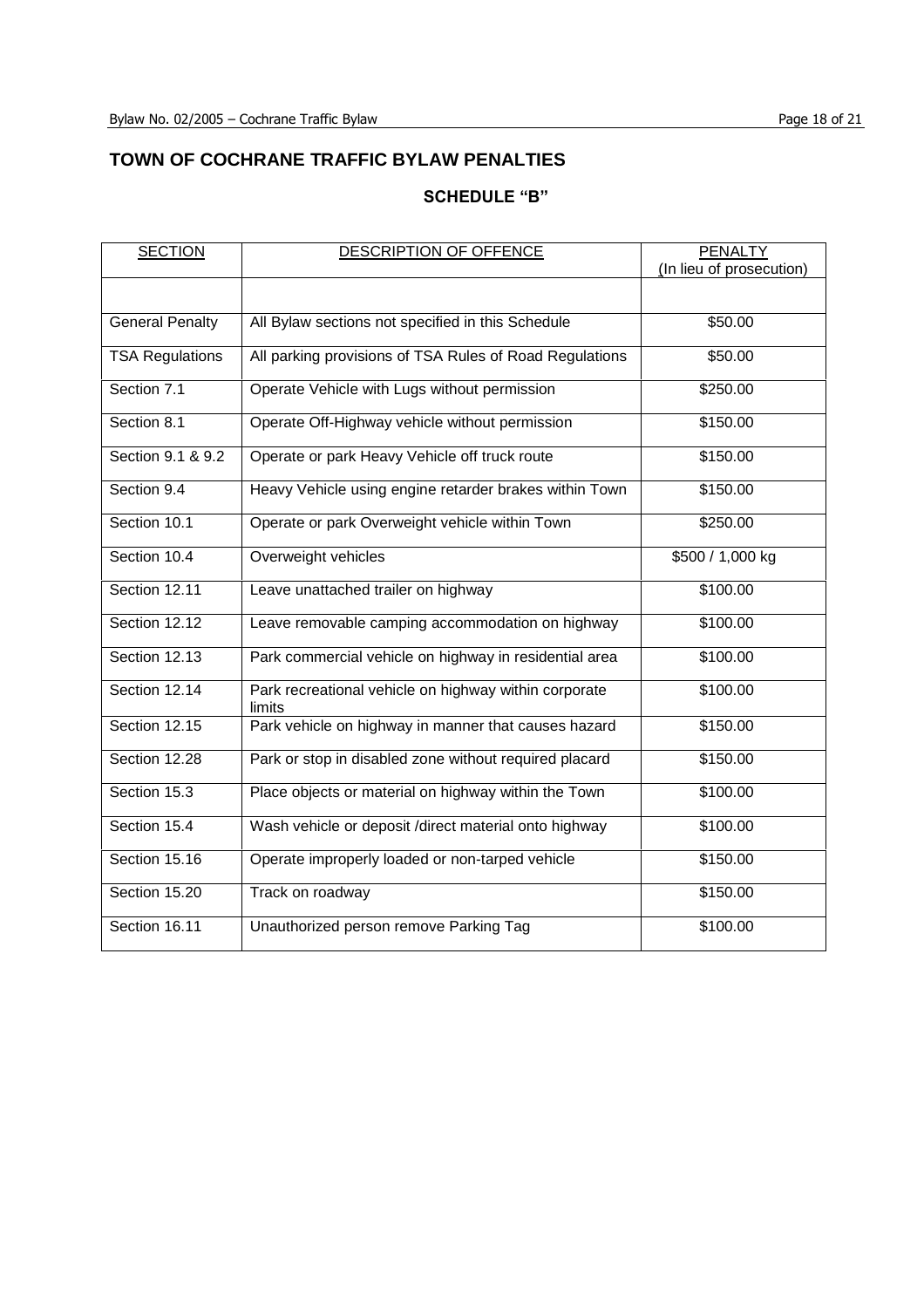# TOWN OF COCHRANE TRAFFIC BYLAW PENALTIES

## SCHEDULE "B"

| SECTION | DESCRIPTION OF OFFENCE | PENALTY (In lieu of prosecution) |
|---|---|---|
| | | |
| General Penalty | All Bylaw sections not specified in this Schedule | $50.00 |
| TSA Regulations | All parking provisions of TSA Rules of Road Regulations | $50.00 |
| Section 7.1 | Operate Vehicle with Lugs without permission | $250.00 |
| Section 8.1 | Operate Off-Highway vehicle without permission | $150.00 |
| Section 9.1 & 9.2 | Operate or park Heavy Vehicle off truck route | $150.00 |
| Section 9.4 | Heavy Vehicle using engine retarder brakes within Town | $150.00 |
| Section 10.1 | Operate or park Overweight vehicle within Town | $250.00 |
| Section 10.4 | Overweight vehicles | $500 / 1,000 kg |
| Section 12.11 | Leave unattached trailer on highway | $100.00 |
| Section 12.12 | Leave removable camping accommodation on highway | $100.00 |
| Section 12.13 | Park commercial vehicle on highway in residential area | $100.00 |
| Section 12.14 | Park recreational vehicle on highway within corporate limits | $100.00 |
| Section 12.15 | Park vehicle on highway in manner that causes hazard | $150.00 |
| Section 12.28 | Park or stop in disabled zone without required placard | $150.00 |
| Section 15.3 | Place objects or material on highway within the Town | $100.00 |
| Section 15.4 | Wash vehicle or deposit /direct material onto highway | $100.00 |
| Section 15.16 | Operate improperly loaded or non-tarped vehicle | $150.00 |
| Section 15.20 | Track on roadway | $150.00 |
| Section 16.11 | Unauthorized person remove Parking Tag | $100.00 |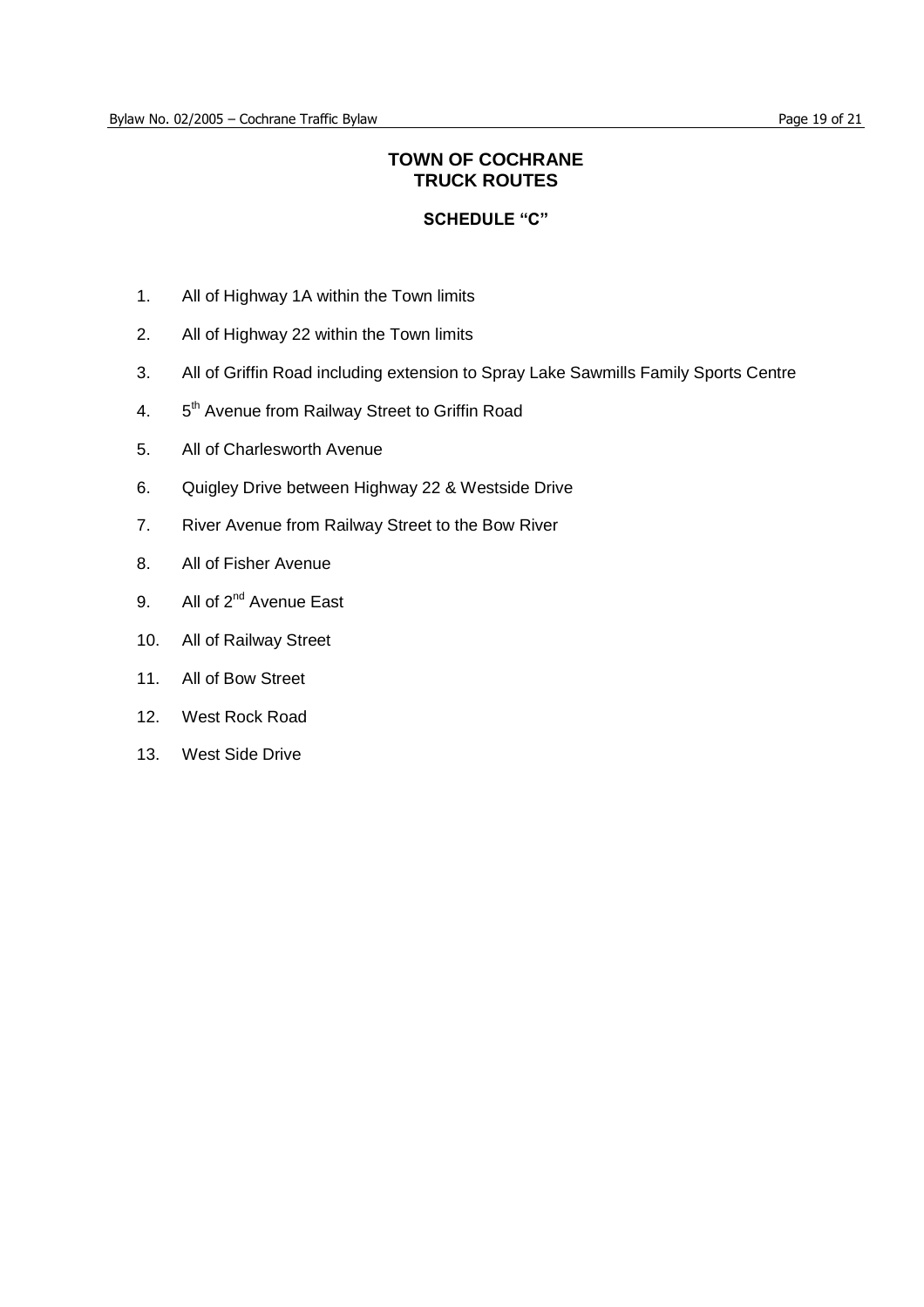# TOWN OF COCHRANE
# TRUCK ROUTES

## SCHEDULE "C"

1. All of Highway 1A within the Town limits
2. All of Highway 22 within the Town limits
3. All of Griffin Road including extension to Spray Lake Sawmills Family Sports Centre
4. 5th Avenue from Railway Street to Griffin Road
5. All of Charlesworth Avenue
6. Quigley Drive between Highway 22 & Westside Drive
7. River Avenue from Railway Street to the Bow River
8. All of Fisher Avenue
9. All of 2nd Avenue East
10. All of Railway Street
11. All of Bow Street
12. West Rock Road
13. West Side Drive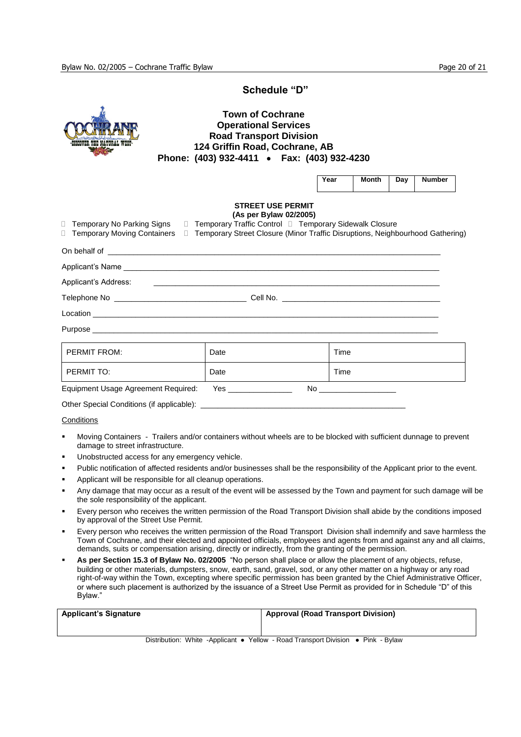# Schedule "D"

**Town of Cochrane**
**Operational Services**
**Road Transport Division**
**124 Griffin Road, Cochrane, AB**
**Phone: (403) 932-4411 • Fax: (403) 932-4230**

| Year | Month | Day | Number |
|---|---|---|---|
| | | | |

**STREET USE PERMIT**
**(As per Bylaw 02/2005)**

☐ Temporary No Parking Signs ☐ Temporary Traffic Control ☐ Temporary Sidewalk Closure
☐ Temporary Moving Containers ☐ Temporary Street Closure (Minor Traffic Disruptions, Neighbourhood Gathering)

On behalf of ______________________________________________________________

Applicant's Name ___________________________________________________________

Applicant's Address: ________________________________________________________

Telephone No ______________________ Cell No. __________________________

Location _________________________________________________________________

Purpose _________________________________________________________________

| PERMIT FROM: | Date | Time |
|---|---|---|
| PERMIT TO: | Date | Time |

Equipment Usage Agreement Required: Yes ____________ No ______________

Other Special Conditions (if applicable): ________________________________________

Conditions

- Moving Containers - Trailers and/or containers without wheels are to be blocked with sufficient dunnage to prevent damage to street infrastructure.
- Unobstructed access for any emergency vehicle.
- Public notification of affected residents and/or businesses shall be the responsibility of the Applicant prior to the event.
- Applicant will be responsible for all cleanup operations.
- Any damage that may occur as a result of the event will be assessed by the Town and payment for such damage will be the sole responsibility of the applicant.
- Every person who receives the written permission of the Road Transport Division shall abide by the conditions imposed by approval of the Street Use Permit.
- Every person who receives the written permission of the Road Transport Division shall indemnify and save harmless the Town of Cochrane, and their elected and appointed officials, employees and agents from and against any and all claims, demands, suits or compensation arising, directly or indirectly, from the granting of the permission.
- **As per Section 15.3 of Bylaw No. 02/2005** "No person shall place or allow the placement of any objects, refuse, building or other materials, dumpsters, snow, earth, sand, gravel, sod, or any other matter on a highway or any road right-of-way within the Town, excepting where specific permission has been granted by the Chief Administrative Officer, or where such placement is authorized by the issuance of a Street Use Permit as provided for in Schedule "D" of this Bylaw."

| **Applicant's Signature** | **Approval (Road Transport Division)** |
|---|---|
| | |

Distribution: White -Applicant • Yellow - Road Transport Division • Pink - Bylaw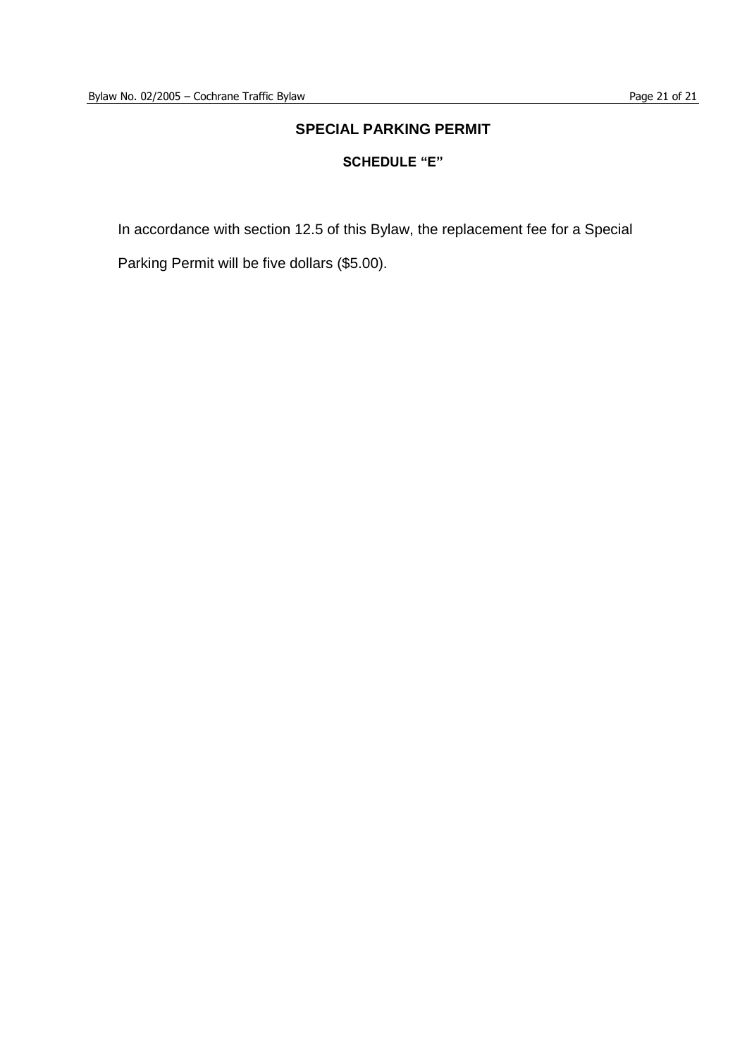## SPECIAL PARKING PERMIT

### SCHEDULE "E"

In accordance with section 12.5 of this Bylaw, the replacement fee for a Special Parking Permit will be five dollars ($5.00).